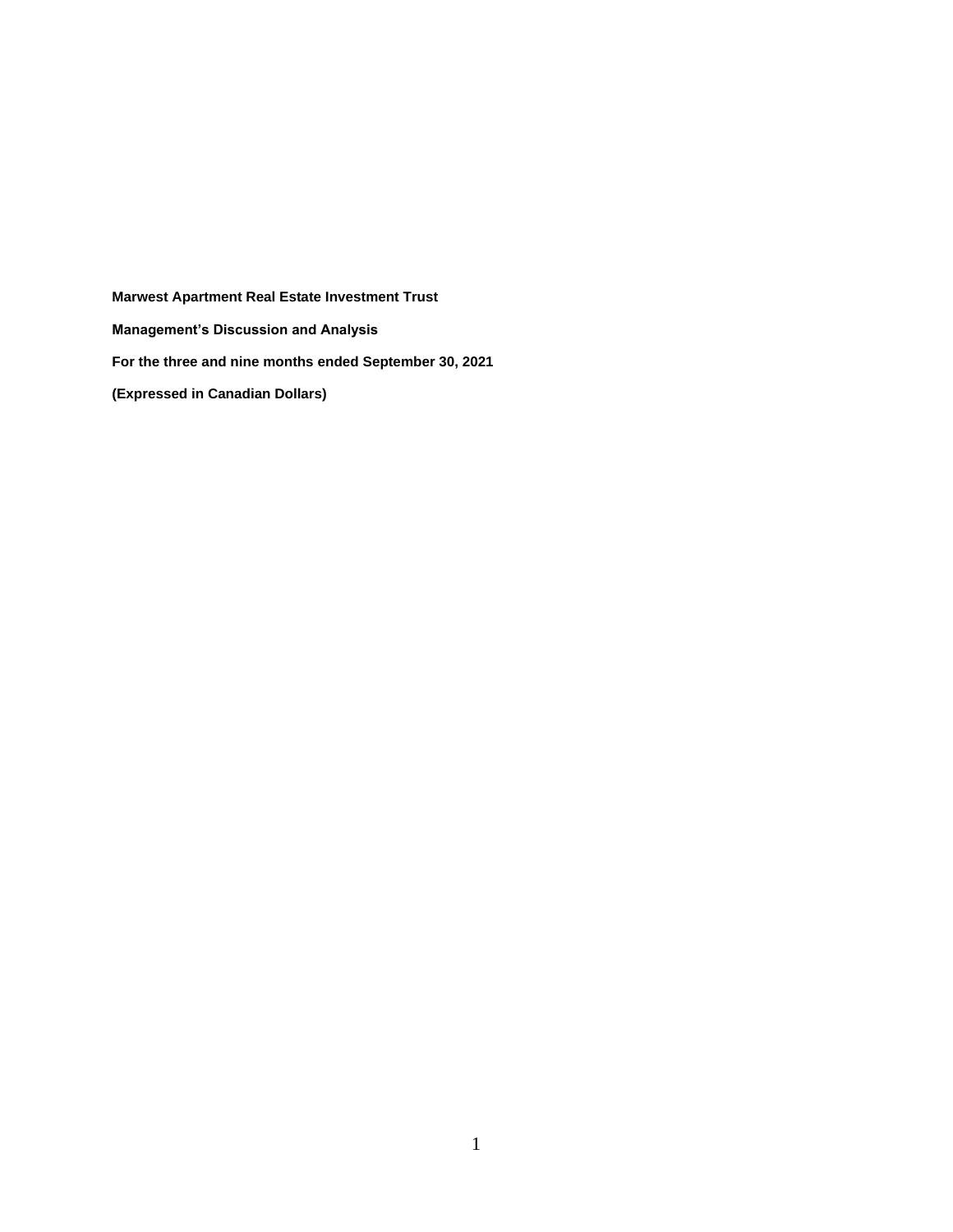**Marwest Apartment Real Estate Investment Trust**

**Management's Discussion and Analysis**

**For the three and nine months ended September 30, 2021**

**(Expressed in Canadian Dollars)**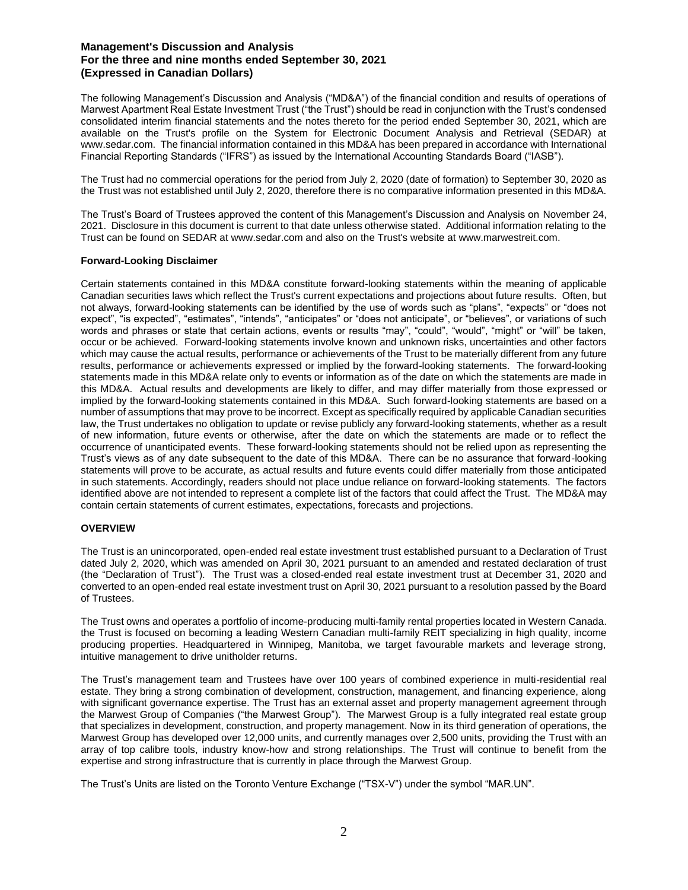**Management's Discussion and Analysis**
**For the three and nine months ended September 30, 2021**
**(Expressed in Canadian Dollars)**

The following Management's Discussion and Analysis ("MD&A") of the financial condition and results of operations of Marwest Apartment Real Estate Investment Trust ("the Trust") should be read in conjunction with the Trust's condensed consolidated interim financial statements and the notes thereto for the period ended September 30, 2021, which are available on the Trust's profile on the System for Electronic Document Analysis and Retrieval (SEDAR) at www.sedar.com. The financial information contained in this MD&A has been prepared in accordance with International Financial Reporting Standards ("IFRS") as issued by the International Accounting Standards Board ("IASB").

The Trust had no commercial operations for the period from July 2, 2020 (date of formation) to September 30, 2020 as the Trust was not established until July 2, 2020, therefore there is no comparative information presented in this MD&A.

The Trust's Board of Trustees approved the content of this Management's Discussion and Analysis on November 24, 2021. Disclosure in this document is current to that date unless otherwise stated. Additional information relating to the Trust can be found on SEDAR at www.sedar.com and also on the Trust's website at www.marwestreit.com.

**Forward-Looking Disclaimer**

Certain statements contained in this MD&A constitute forward-looking statements within the meaning of applicable Canadian securities laws which reflect the Trust's current expectations and projections about future results. Often, but not always, forward-looking statements can be identified by the use of words such as "plans", "expects" or "does not expect", "is expected", "estimates", "intends", "anticipates" or "does not anticipate", or "believes", or variations of such words and phrases or state that certain actions, events or results "may", "could", "would", "might" or "will" be taken, occur or be achieved. Forward-looking statements involve known and unknown risks, uncertainties and other factors which may cause the actual results, performance or achievements of the Trust to be materially different from any future results, performance or achievements expressed or implied by the forward-looking statements. The forward-looking statements made in this MD&A relate only to events or information as of the date on which the statements are made in this MD&A. Actual results and developments are likely to differ, and may differ materially from those expressed or implied by the forward-looking statements contained in this MD&A. Such forward-looking statements are based on a number of assumptions that may prove to be incorrect. Except as specifically required by applicable Canadian securities law, the Trust undertakes no obligation to update or revise publicly any forward-looking statements, whether as a result of new information, future events or otherwise, after the date on which the statements are made or to reflect the occurrence of unanticipated events. These forward-looking statements should not be relied upon as representing the Trust's views as of any date subsequent to the date of this MD&A. There can be no assurance that forward-looking statements will prove to be accurate, as actual results and future events could differ materially from those anticipated in such statements. Accordingly, readers should not place undue reliance on forward-looking statements. The factors identified above are not intended to represent a complete list of the factors that could affect the Trust. The MD&A may contain certain statements of current estimates, expectations, forecasts and projections.

**OVERVIEW**

The Trust is an unincorporated, open-ended real estate investment trust established pursuant to a Declaration of Trust dated July 2, 2020, which was amended on April 30, 2021 pursuant to an amended and restated declaration of trust (the "Declaration of Trust"). The Trust was a closed-ended real estate investment trust at December 31, 2020 and converted to an open-ended real estate investment trust on April 30, 2021 pursuant to a resolution passed by the Board of Trustees.

The Trust owns and operates a portfolio of income-producing multi-family rental properties located in Western Canada. the Trust is focused on becoming a leading Western Canadian multi-family REIT specializing in high quality, income producing properties. Headquartered in Winnipeg, Manitoba, we target favourable markets and leverage strong, intuitive management to drive unitholder returns.

The Trust's management team and Trustees have over 100 years of combined experience in multi-residential real estate. They bring a strong combination of development, construction, management, and financing experience, along with significant governance expertise. The Trust has an external asset and property management agreement through the Marwest Group of Companies ("the Marwest Group"). The Marwest Group is a fully integrated real estate group that specializes in development, construction, and property management. Now in its third generation of operations, the Marwest Group has developed over 12,000 units, and currently manages over 2,500 units, providing the Trust with an array of top calibre tools, industry know-how and strong relationships. The Trust will continue to benefit from the expertise and strong infrastructure that is currently in place through the Marwest Group.

The Trust's Units are listed on the Toronto Venture Exchange ("TSX-V") under the symbol "MAR.UN".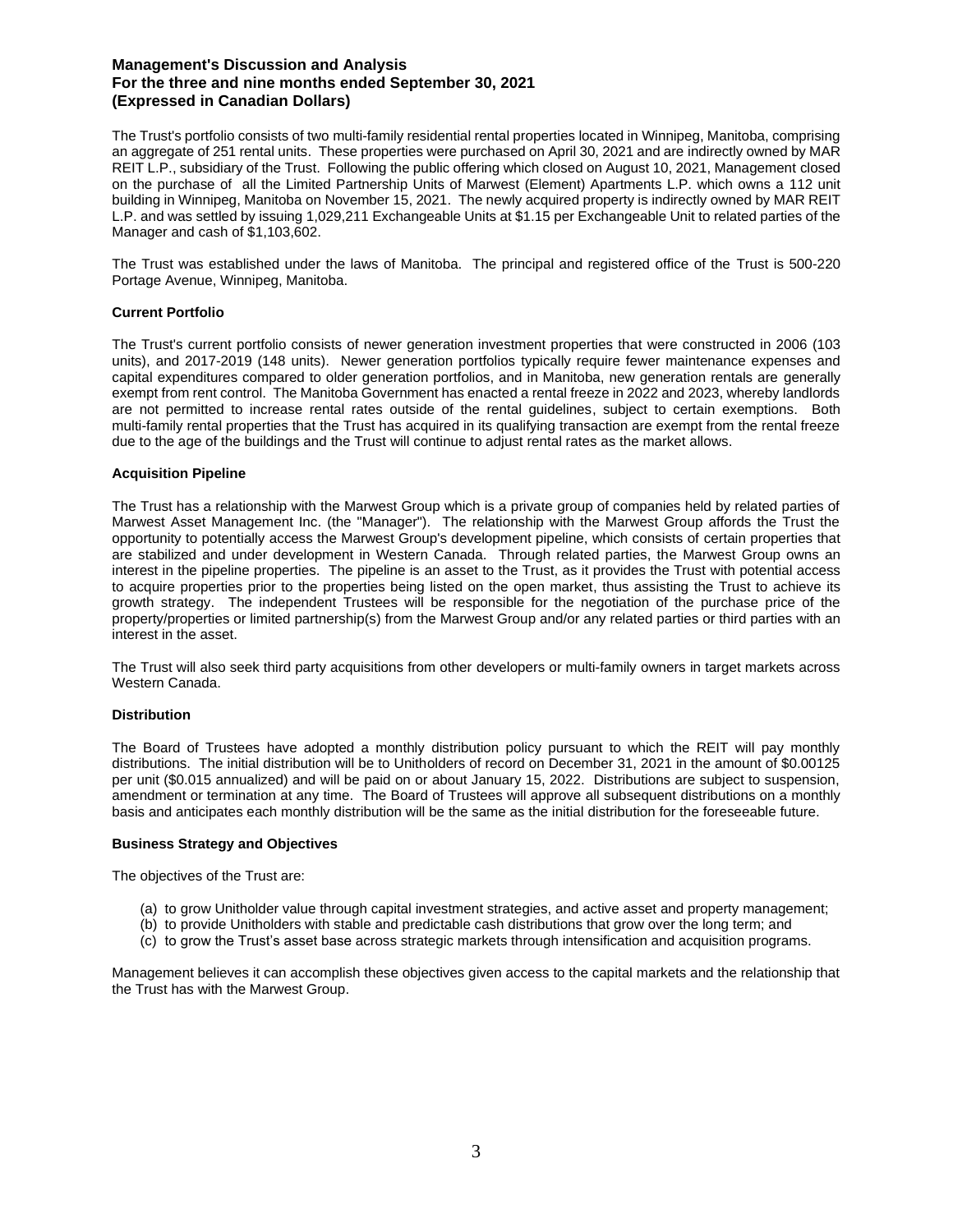The Trust's portfolio consists of two multi-family residential rental properties located in Winnipeg, Manitoba, comprising an aggregate of 251 rental units. These properties were purchased on April 30, 2021 and are indirectly owned by MAR REIT L.P., subsidiary of the Trust. Following the public offering which closed on August 10, 2021, Management closed on the purchase of all the Limited Partnership Units of Marwest (Element) Apartments L.P. which owns a 112 unit building in Winnipeg, Manitoba on November 15, 2021. The newly acquired property is indirectly owned by MAR REIT L.P. and was settled by issuing 1,029,211 Exchangeable Units at $1.15 per Exchangeable Unit to related parties of the Manager and cash of $1,103,602.

The Trust was established under the laws of Manitoba. The principal and registered office of the Trust is 500-220 Portage Avenue, Winnipeg, Manitoba.

### Current Portfolio

The Trust's current portfolio consists of newer generation investment properties that were constructed in 2006 (103 units), and 2017-2019 (148 units). Newer generation portfolios typically require fewer maintenance expenses and capital expenditures compared to older generation portfolios, and in Manitoba, new generation rentals are generally exempt from rent control. The Manitoba Government has enacted a rental freeze in 2022 and 2023, whereby landlords are not permitted to increase rental rates outside of the rental guidelines, subject to certain exemptions. Both multi-family rental properties that the Trust has acquired in its qualifying transaction are exempt from the rental freeze due to the age of the buildings and the Trust will continue to adjust rental rates as the market allows.

### Acquisition Pipeline

The Trust has a relationship with the Marwest Group which is a private group of companies held by related parties of Marwest Asset Management Inc. (the "Manager"). The relationship with the Marwest Group affords the Trust the opportunity to potentially access the Marwest Group's development pipeline, which consists of certain properties that are stabilized and under development in Western Canada. Through related parties, the Marwest Group owns an interest in the pipeline properties. The pipeline is an asset to the Trust, as it provides the Trust with potential access to acquire properties prior to the properties being listed on the open market, thus assisting the Trust to achieve its growth strategy. The independent Trustees will be responsible for the negotiation of the purchase price of the property/properties or limited partnership(s) from the Marwest Group and/or any related parties or third parties with an interest in the asset.

The Trust will also seek third party acquisitions from other developers or multi-family owners in target markets across Western Canada.

### Distribution

The Board of Trustees have adopted a monthly distribution policy pursuant to which the REIT will pay monthly distributions. The initial distribution will be to Unitholders of record on December 31, 2021 in the amount of $0.00125 per unit ($0.015 annualized) and will be paid on or about January 15, 2022. Distributions are subject to suspension, amendment or termination at any time. The Board of Trustees will approve all subsequent distributions on a monthly basis and anticipates each monthly distribution will be the same as the initial distribution for the foreseeable future.

### Business Strategy and Objectives

The objectives of the Trust are:

(a) to grow Unitholder value through capital investment strategies, and active asset and property management;
(b) to provide Unitholders with stable and predictable cash distributions that grow over the long term; and
(c) to grow the Trust's asset base across strategic markets through intensification and acquisition programs.

Management believes it can accomplish these objectives given access to the capital markets and the relationship that the Trust has with the Marwest Group.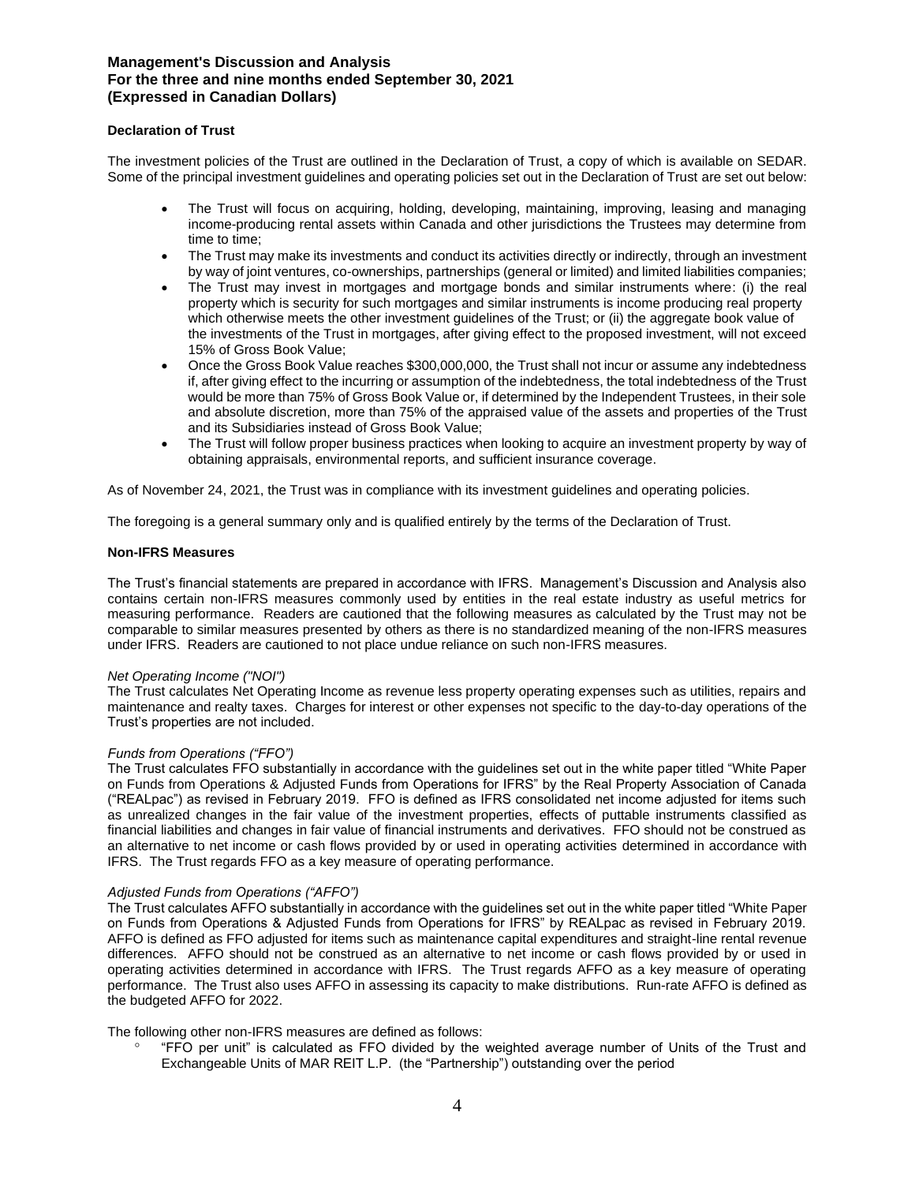**Declaration of Trust**

The investment policies of the Trust are outlined in the Declaration of Trust, a copy of which is available on SEDAR. Some of the principal investment guidelines and operating policies set out in the Declaration of Trust are set out below:

- The Trust will focus on acquiring, holding, developing, maintaining, improving, leasing and managing income-producing rental assets within Canada and other jurisdictions the Trustees may determine from time to time;
- The Trust may make its investments and conduct its activities directly or indirectly, through an investment by way of joint ventures, co-ownerships, partnerships (general or limited) and limited liabilities companies;
- The Trust may invest in mortgages and mortgage bonds and similar instruments where: (i) the real property which is security for such mortgages and similar instruments is income producing real property which otherwise meets the other investment guidelines of the Trust; or (ii) the aggregate book value of the investments of the Trust in mortgages, after giving effect to the proposed investment, will not exceed 15% of Gross Book Value;
- Once the Gross Book Value reaches $300,000,000, the Trust shall not incur or assume any indebtedness if, after giving effect to the incurring or assumption of the indebtedness, the total indebtedness of the Trust would be more than 75% of Gross Book Value or, if determined by the Independent Trustees, in their sole and absolute discretion, more than 75% of the appraised value of the assets and properties of the Trust and its Subsidiaries instead of Gross Book Value;
- The Trust will follow proper business practices when looking to acquire an investment property by way of obtaining appraisals, environmental reports, and sufficient insurance coverage.

As of November 24, 2021, the Trust was in compliance with its investment guidelines and operating policies.

The foregoing is a general summary only and is qualified entirely by the terms of the Declaration of Trust.

**Non-IFRS Measures**

The Trust's financial statements are prepared in accordance with IFRS. Management's Discussion and Analysis also contains certain non-IFRS measures commonly used by entities in the real estate industry as useful metrics for measuring performance. Readers are cautioned that the following measures as calculated by the Trust may not be comparable to similar measures presented by others as there is no standardized meaning of the non-IFRS measures under IFRS. Readers are cautioned to not place undue reliance on such non-IFRS measures.

*Net Operating Income ("NOI")*
The Trust calculates Net Operating Income as revenue less property operating expenses such as utilities, repairs and maintenance and realty taxes. Charges for interest or other expenses not specific to the day-to-day operations of the Trust's properties are not included.

*Funds from Operations ("FFO")*
The Trust calculates FFO substantially in accordance with the guidelines set out in the white paper titled "White Paper on Funds from Operations & Adjusted Funds from Operations for IFRS" by the Real Property Association of Canada ("REALpac") as revised in February 2019. FFO is defined as IFRS consolidated net income adjusted for items such as unrealized changes in the fair value of the investment properties, effects of puttable instruments classified as financial liabilities and changes in fair value of financial instruments and derivatives. FFO should not be construed as an alternative to net income or cash flows provided by or used in operating activities determined in accordance with IFRS. The Trust regards FFO as a key measure of operating performance.

*Adjusted Funds from Operations ("AFFO")*
The Trust calculates AFFO substantially in accordance with the guidelines set out in the white paper titled "White Paper on Funds from Operations & Adjusted Funds from Operations for IFRS" by REALpac as revised in February 2019. AFFO is defined as FFO adjusted for items such as maintenance capital expenditures and straight-line rental revenue differences. AFFO should not be construed as an alternative to net income or cash flows provided by or used in operating activities determined in accordance with IFRS. The Trust regards AFFO as a key measure of operating performance. The Trust also uses AFFO in assessing its capacity to make distributions. Run-rate AFFO is defined as the budgeted AFFO for 2022.

The following other non-IFRS measures are defined as follows:

- "FFO per unit" is calculated as FFO divided by the weighted average number of Units of the Trust and Exchangeable Units of MAR REIT L.P. (the "Partnership") outstanding over the period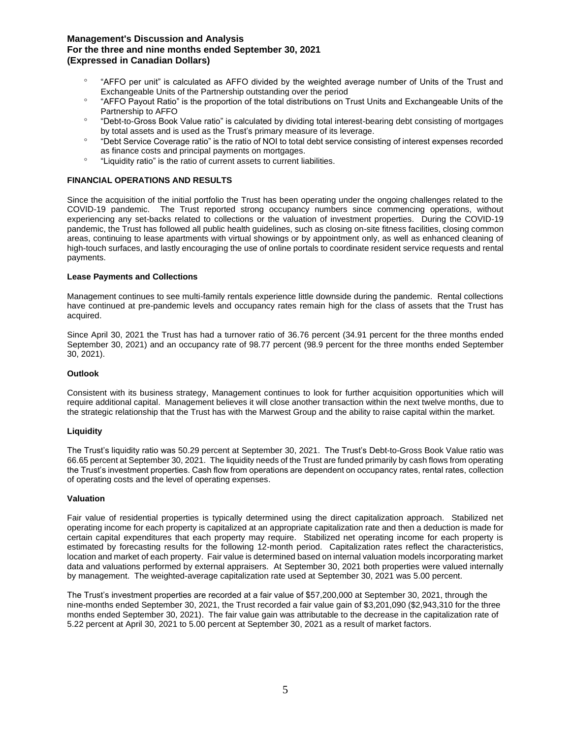- "AFFO per unit" is calculated as AFFO divided by the weighted average number of Units of the Trust and Exchangeable Units of the Partnership outstanding over the period
- "AFFO Payout Ratio" is the proportion of the total distributions on Trust Units and Exchangeable Units of the Partnership to AFFO
- "Debt-to-Gross Book Value ratio" is calculated by dividing total interest-bearing debt consisting of mortgages by total assets and is used as the Trust's primary measure of its leverage.
- "Debt Service Coverage ratio" is the ratio of NOI to total debt service consisting of interest expenses recorded as finance costs and principal payments on mortgages.
- "Liquidity ratio" is the ratio of current assets to current liabilities.

## FINANCIAL OPERATIONS AND RESULTS

Since the acquisition of the initial portfolio the Trust has been operating under the ongoing challenges related to the COVID-19 pandemic. The Trust reported strong occupancy numbers since commencing operations, without experiencing any set-backs related to collections or the valuation of investment properties. During the COVID-19 pandemic, the Trust has followed all public health guidelines, such as closing on-site fitness facilities, closing common areas, continuing to lease apartments with virtual showings or by appointment only, as well as enhanced cleaning of high-touch surfaces, and lastly encouraging the use of online portals to coordinate resident service requests and rental payments.

### Lease Payments and Collections

Management continues to see multi-family rentals experience little downside during the pandemic. Rental collections have continued at pre-pandemic levels and occupancy rates remain high for the class of assets that the Trust has acquired.

Since April 30, 2021 the Trust has had a turnover ratio of 36.76 percent (34.91 percent for the three months ended September 30, 2021) and an occupancy rate of 98.77 percent (98.9 percent for the three months ended September 30, 2021).

### Outlook

Consistent with its business strategy, Management continues to look for further acquisition opportunities which will require additional capital. Management believes it will close another transaction within the next twelve months, due to the strategic relationship that the Trust has with the Marwest Group and the ability to raise capital within the market.

### Liquidity

The Trust's liquidity ratio was 50.29 percent at September 30, 2021. The Trust's Debt-to-Gross Book Value ratio was 66.65 percent at September 30, 2021. The liquidity needs of the Trust are funded primarily by cash flows from operating the Trust's investment properties. Cash flow from operations are dependent on occupancy rates, rental rates, collection of operating costs and the level of operating expenses.

### Valuation

Fair value of residential properties is typically determined using the direct capitalization approach. Stabilized net operating income for each property is capitalized at an appropriate capitalization rate and then a deduction is made for certain capital expenditures that each property may require. Stabilized net operating income for each property is estimated by forecasting results for the following 12-month period. Capitalization rates reflect the characteristics, location and market of each property. Fair value is determined based on internal valuation models incorporating market data and valuations performed by external appraisers. At September 30, 2021 both properties were valued internally by management. The weighted-average capitalization rate used at September 30, 2021 was 5.00 percent.

The Trust's investment properties are recorded at a fair value of $57,200,000 at September 30, 2021, through the nine-months ended September 30, 2021, the Trust recorded a fair value gain of $3,201,090 ($2,943,310 for the three months ended September 30, 2021). The fair value gain was attributable to the decrease in the capitalization rate of 5.22 percent at April 30, 2021 to 5.00 percent at September 30, 2021 as a result of market factors.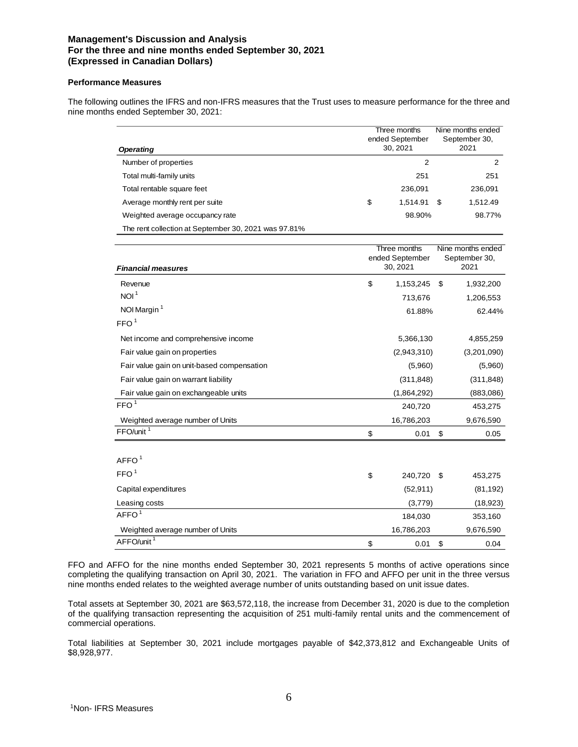**Management's Discussion and Analysis**
**For the three and nine months ended September 30, 2021**
**(Expressed in Canadian Dollars)**

**Performance Measures**

The following outlines the IFRS and non-IFRS measures that the Trust uses to measure performance for the three and nine months ended September 30, 2021:

| *Operating* | Three months ended September 30, 2021 | Nine months ended September 30, 2021 |
|---|---|---|
| Number of properties | 2 | 2 |
| Total multi-family units | 251 | 251 |
| Total rentable square feet | 236,091 | 236,091 |
| Average monthly rent per suite | $ 1,514.91 | $ 1,512.49 |
| Weighted average occupancy rate | 98.90% | 98.77% |
| The rent collection at September 30, 2021 was 97.81% | | |

| *Financial measures* | Three months ended September 30, 2021 | Nine months ended September 30, 2021 |
|---|---|---|
| Revenue | $ 1,153,245 | $ 1,932,200 |
| NOI [1] | 713,676 | 1,206,553 |
| NOI Margin [1] | 61.88% | 62.44% |
| FFO [1] | | |
| Net income and comprehensive income | 5,366,130 | 4,855,259 |
| Fair value gain on properties | (2,943,310) | (3,201,090) |
| Fair value gain on unit-based compensation | (5,960) | (5,960) |
| Fair value gain on warrant liability | (311,848) | (311,848) |
| Fair value gain on exchangeable units | (1,864,292) | (883,086) |
| FFO [1] | 240,720 | 453,275 |
| Weighted average number of Units | 16,786,203 | 9,676,590 |
| FFO/unit [1] | $ 0.01 | $ 0.05 |
| | | |
| AFFO [1] | | |
| FFO [1] | $ 240,720 | $ 453,275 |
| Capital expenditures | (52,911) | (81,192) |
| Leasing costs | (3,779) | (18,923) |
| AFFO [1] | 184,030 | 353,160 |
| Weighted average number of Units | 16,786,203 | 9,676,590 |
| AFFO/unit [1] | $ 0.01 | $ 0.04 |

FFO and AFFO for the nine months ended September 30, 2021 represents 5 months of active operations since completing the qualifying transaction on April 30, 2021. The variation in FFO and AFFO per unit in the three versus nine months ended relates to the weighted average number of units outstanding based on unit issue dates.

Total assets at September 30, 2021 are $63,572,118, the increase from December 31, 2020 is due to the completion of the qualifying transaction representing the acquisition of 251 multi-family rental units and the commencement of commercial operations.

Total liabilities at September 30, 2021 include mortgages payable of $42,373,812 and Exchangeable Units of $8,928,977.

[1] Non- IFRS Measures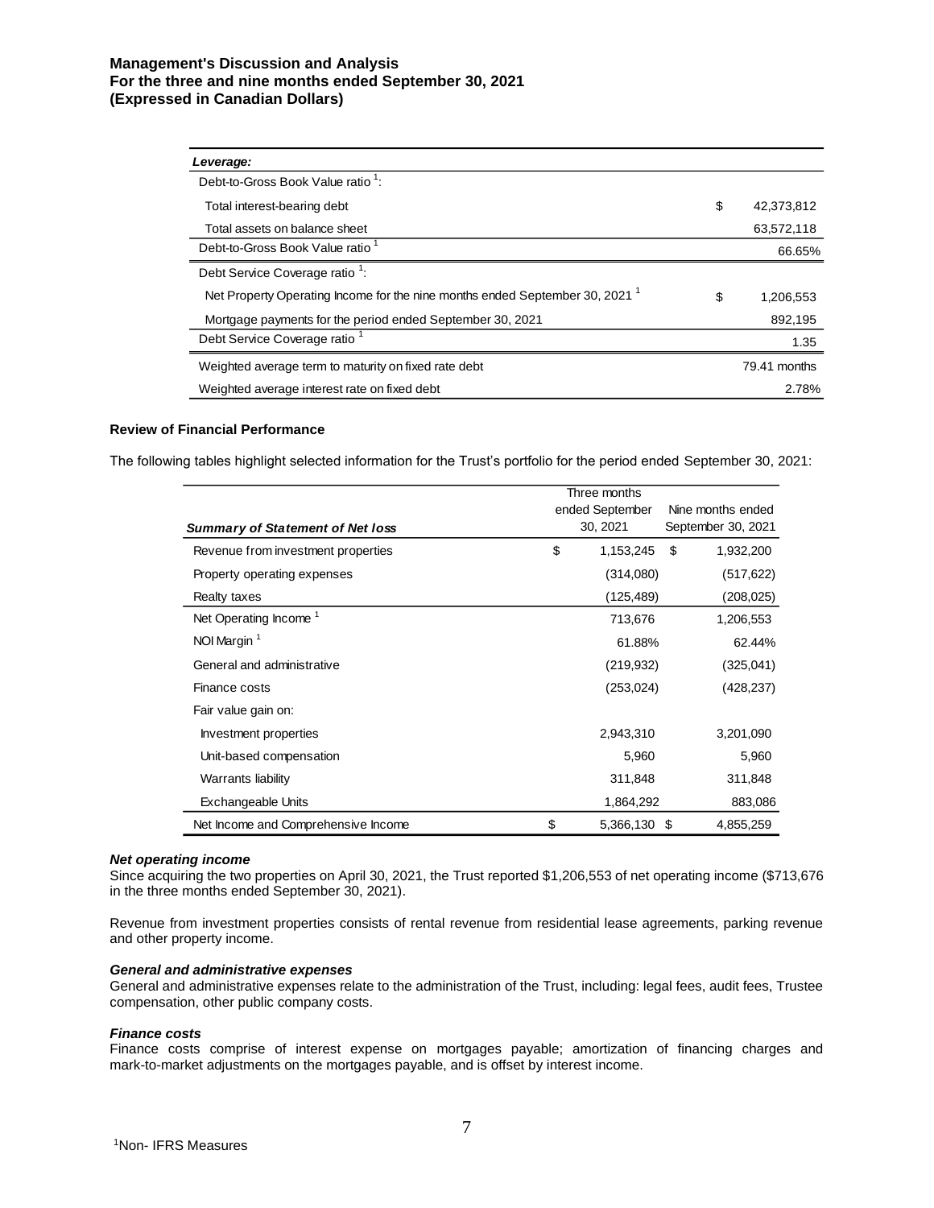| *Leverage:* | | |
|---|---|---|
| Debt-to-Gross Book Value ratio [1]: | | |
| Total interest-bearing debt | $ | 42,373,812 |
| Total assets on balance sheet | | 63,572,118 |
| Debt-to-Gross Book Value ratio [1] | | 66.65% |
| Debt Service Coverage ratio [1]: | | |
| Net Property Operating Income for the nine months ended September 30, 2021 [1] | $ | 1,206,553 |
| Mortgage payments for the period ended September 30, 2021 | | 892,195 |
| Debt Service Coverage ratio [1] | | 1.35 |
| Weighted average term to maturity on fixed rate debt | | 79.41 months |
| Weighted average interest rate on fixed debt | | 2.78% |

**Review of Financial Performance**

The following tables highlight selected information for the Trust's portfolio for the period ended September 30, 2021:

| ***Summary of Statement of Net loss*** | | Three months ended September 30, 2021 | | Nine months ended September 30, 2021 |
|---|---|---|---|---|
| Revenue from investment properties | $ | 1,153,245 | $ | 1,932,200 |
| Property operating expenses | | (314,080) | | (517,622) |
| Realty taxes | | (125,489) | | (208,025) |
| Net Operating Income [1] | | 713,676 | | 1,206,553 |
| NOI Margin [1] | | 61.88% | | 62.44% |
| General and administrative | | (219,932) | | (325,041) |
| Finance costs | | (253,024) | | (428,237) |
| Fair value gain on: | | | | |
| Investment properties | | 2,943,310 | | 3,201,090 |
| Unit-based compensation | | 5,960 | | 5,960 |
| Warrants liability | | 311,848 | | 311,848 |
| Exchangeable Units | | 1,864,292 | | 883,086 |
| Net Income and Comprehensive Income | $ | 5,366,130 | $ | 4,855,259 |

***Net operating income***

Since acquiring the two properties on April 30, 2021, the Trust reported $1,206,553 of net operating income ($713,676 in the three months ended September 30, 2021).

Revenue from investment properties consists of rental revenue from residential lease agreements, parking revenue and other property income.

***General and administrative expenses***

General and administrative expenses relate to the administration of the Trust, including: legal fees, audit fees, Trustee compensation, other public company costs.

***Finance costs***

Finance costs comprise of interest expense on mortgages payable; amortization of financing charges and mark-to-market adjustments on the mortgages payable, and is offset by interest income.

[1]Non- IFRS Measures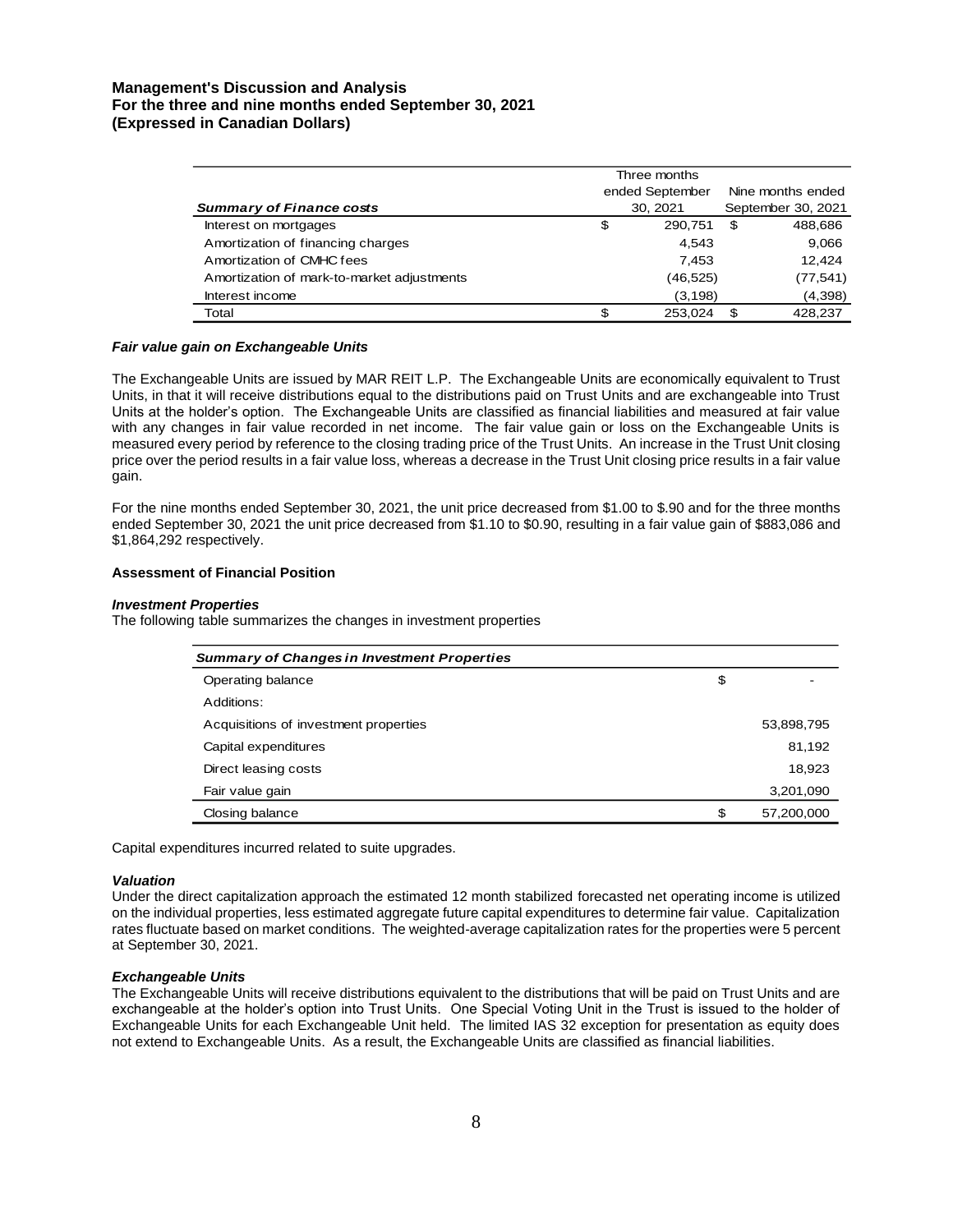**Management's Discussion and Analysis**
**For the three and nine months ended September 30, 2021**
**(Expressed in Canadian Dollars)**

| ***Summary of Finance costs*** | Three months ended September 30, 2021 | Nine months ended September 30, 2021 |
|---|---|---|
| Interest on mortgages | $ 290,751 | $ 488,686 |
| Amortization of financing charges | 4,543 | 9,066 |
| Amortization of CMHC fees | 7,453 | 12,424 |
| Amortization of mark-to-market adjustments | (46,525) | (77,541) |
| Interest income | (3,198) | (4,398) |
| Total | $ 253,024 | $ 428,237 |

***Fair value gain on Exchangeable Units***

The Exchangeable Units are issued by MAR REIT L.P. The Exchangeable Units are economically equivalent to Trust Units, in that it will receive distributions equal to the distributions paid on Trust Units and are exchangeable into Trust Units at the holder's option. The Exchangeable Units are classified as financial liabilities and measured at fair value with any changes in fair value recorded in net income. The fair value gain or loss on the Exchangeable Units is measured every period by reference to the closing trading price of the Trust Units. An increase in the Trust Unit closing price over the period results in a fair value loss, whereas a decrease in the Trust Unit closing price results in a fair value gain.

For the nine months ended September 30, 2021, the unit price decreased from $1.00 to $.90 and for the three months ended September 30, 2021 the unit price decreased from $1.10 to $0.90, resulting in a fair value gain of $883,086 and $1,864,292 respectively.

**Assessment of Financial Position**

***Investment Properties***

The following table summarizes the changes in investment properties

| ***Summary of Changes in Investment Properties*** | |
|---|---|
| Operating balance | $ - |
| Additions: | |
| Acquisitions of investment properties | 53,898,795 |
| Capital expenditures | 81,192 |
| Direct leasing costs | 18,923 |
| Fair value gain | 3,201,090 |
| Closing balance | $ 57,200,000 |

Capital expenditures incurred related to suite upgrades.

***Valuation***

Under the direct capitalization approach the estimated 12 month stabilized forecasted net operating income is utilized on the individual properties, less estimated aggregate future capital expenditures to determine fair value. Capitalization rates fluctuate based on market conditions. The weighted-average capitalization rates for the properties were 5 percent at September 30, 2021.

***Exchangeable Units***

The Exchangeable Units will receive distributions equivalent to the distributions that will be paid on Trust Units and are exchangeable at the holder's option into Trust Units. One Special Voting Unit in the Trust is issued to the holder of Exchangeable Units for each Exchangeable Unit held. The limited IAS 32 exception for presentation as equity does not extend to Exchangeable Units. As a result, the Exchangeable Units are classified as financial liabilities.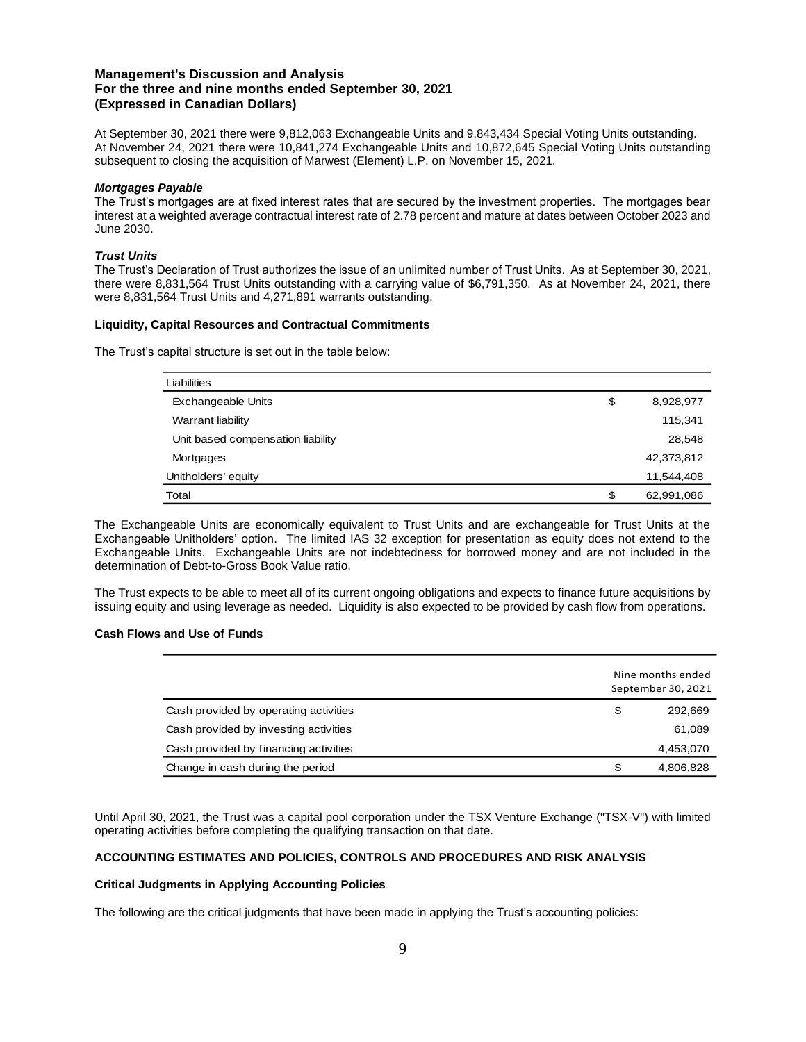**Management's Discussion and Analysis**
**For the three and nine months ended September 30, 2021**
**(Expressed in Canadian Dollars)**

At September 30, 2021 there were 9,812,063 Exchangeable Units and 9,843,434 Special Voting Units outstanding. At November 24, 2021 there were 10,841,274 Exchangeable Units and 10,872,645 Special Voting Units outstanding subsequent to closing the acquisition of Marwest (Element) L.P. on November 15, 2021.

***Mortgages Payable***

The Trust's mortgages are at fixed interest rates that are secured by the investment properties. The mortgages bear interest at a weighted average contractual interest rate of 2.78 percent and mature at dates between October 2023 and June 2030.

***Trust Units***

The Trust's Declaration of Trust authorizes the issue of an unlimited number of Trust Units. As at September 30, 2021, there were 8,831,564 Trust Units outstanding with a carrying value of $6,791,350. As at November 24, 2021, there were 8,831,564 Trust Units and 4,271,891 warrants outstanding.

**Liquidity, Capital Resources and Contractual Commitments**

The Trust's capital structure is set out in the table below:

| Liabilities | | |
|---|---|---|
| Exchangeable Units | $ | 8,928,977 |
| Warrant liability | | 115,341 |
| Unit based compensation liability | | 28,548 |
| Mortgages | | 42,373,812 |
| Unitholders' equity | | 11,544,408 |
| Total | $ | 62,991,086 |

The Exchangeable Units are economically equivalent to Trust Units and are exchangeable for Trust Units at the Exchangeable Unitholders' option. The limited IAS 32 exception for presentation as equity does not extend to the Exchangeable Units. Exchangeable Units are not indebtedness for borrowed money and are not included in the determination of Debt-to-Gross Book Value ratio.

The Trust expects to be able to meet all of its current ongoing obligations and expects to finance future acquisitions by issuing equity and using leverage as needed. Liquidity is also expected to be provided by cash flow from operations.

**Cash Flows and Use of Funds**

| | | Nine months ended September 30, 2021 |
|---|---|---|
| Cash provided by operating activities | $ | 292,669 |
| Cash provided by investing activities | | 61,089 |
| Cash provided by financing activities | | 4,453,070 |
| Change in cash during the period | $ | 4,806,828 |

Until April 30, 2021, the Trust was a capital pool corporation under the TSX Venture Exchange ("TSX-V") with limited operating activities before completing the qualifying transaction on that date.

**ACCOUNTING ESTIMATES AND POLICIES, CONTROLS AND PROCEDURES AND RISK ANALYSIS**

**Critical Judgments in Applying Accounting Policies**

The following are the critical judgments that have been made in applying the Trust's accounting policies: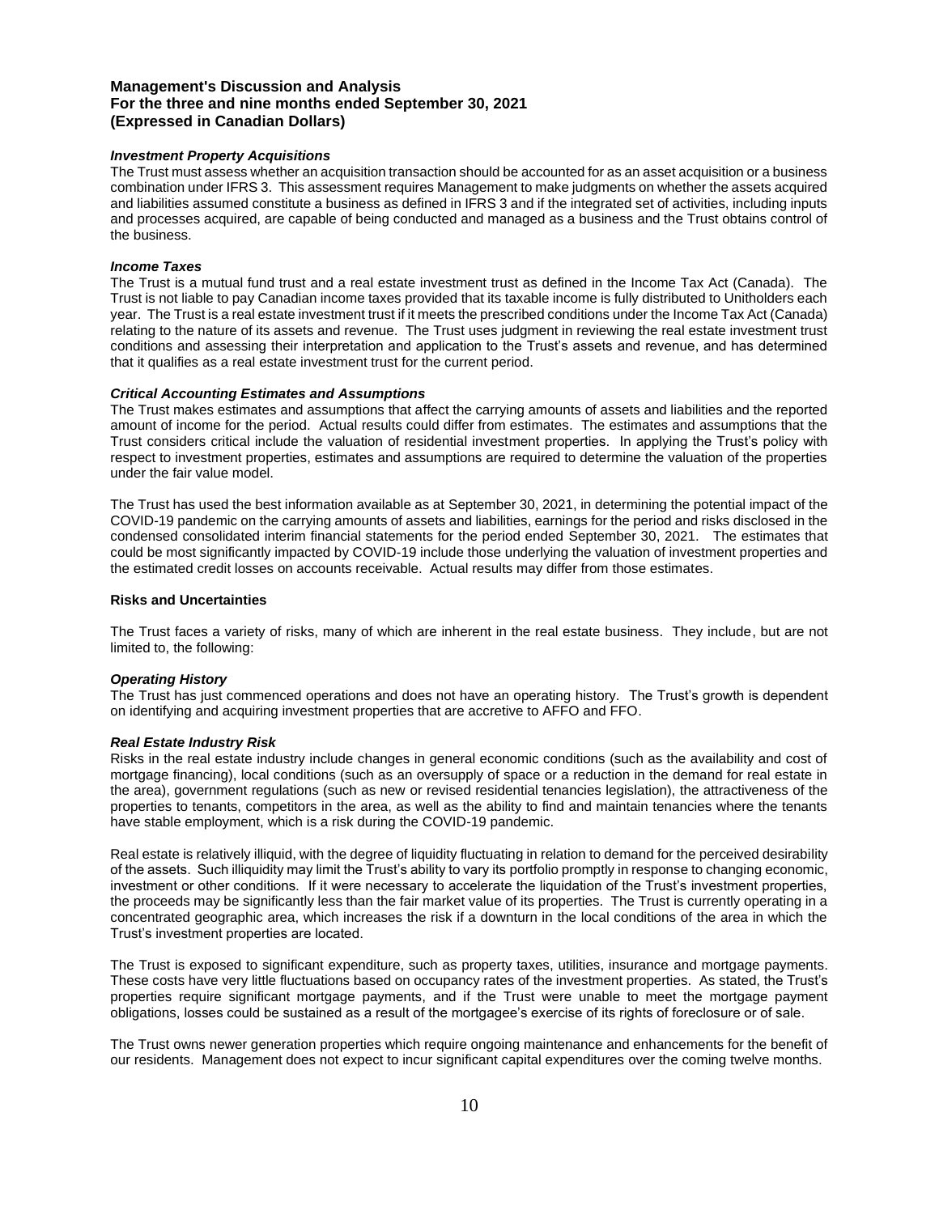**Management's Discussion and Analysis**
**For the three and nine months ended September 30, 2021**
**(Expressed in Canadian Dollars)**

***Investment Property Acquisitions***

The Trust must assess whether an acquisition transaction should be accounted for as an asset acquisition or a business combination under IFRS 3. This assessment requires Management to make judgments on whether the assets acquired and liabilities assumed constitute a business as defined in IFRS 3 and if the integrated set of activities, including inputs and processes acquired, are capable of being conducted and managed as a business and the Trust obtains control of the business.

***Income Taxes***

The Trust is a mutual fund trust and a real estate investment trust as defined in the Income Tax Act (Canada). The Trust is not liable to pay Canadian income taxes provided that its taxable income is fully distributed to Unitholders each year. The Trust is a real estate investment trust if it meets the prescribed conditions under the Income Tax Act (Canada) relating to the nature of its assets and revenue. The Trust uses judgment in reviewing the real estate investment trust conditions and assessing their interpretation and application to the Trust's assets and revenue, and has determined that it qualifies as a real estate investment trust for the current period.

***Critical Accounting Estimates and Assumptions***

The Trust makes estimates and assumptions that affect the carrying amounts of assets and liabilities and the reported amount of income for the period. Actual results could differ from estimates. The estimates and assumptions that the Trust considers critical include the valuation of residential investment properties. In applying the Trust's policy with respect to investment properties, estimates and assumptions are required to determine the valuation of the properties under the fair value model.

The Trust has used the best information available as at September 30, 2021, in determining the potential impact of the COVID-19 pandemic on the carrying amounts of assets and liabilities, earnings for the period and risks disclosed in the condensed consolidated interim financial statements for the period ended September 30, 2021. The estimates that could be most significantly impacted by COVID-19 include those underlying the valuation of investment properties and the estimated credit losses on accounts receivable. Actual results may differ from those estimates.

**Risks and Uncertainties**

The Trust faces a variety of risks, many of which are inherent in the real estate business. They include, but are not limited to, the following:

***Operating History***

The Trust has just commenced operations and does not have an operating history. The Trust's growth is dependent on identifying and acquiring investment properties that are accretive to AFFO and FFO.

***Real Estate Industry Risk***

Risks in the real estate industry include changes in general economic conditions (such as the availability and cost of mortgage financing), local conditions (such as an oversupply of space or a reduction in the demand for real estate in the area), government regulations (such as new or revised residential tenancies legislation), the attractiveness of the properties to tenants, competitors in the area, as well as the ability to find and maintain tenancies where the tenants have stable employment, which is a risk during the COVID-19 pandemic.

Real estate is relatively illiquid, with the degree of liquidity fluctuating in relation to demand for the perceived desirability of the assets. Such illiquidity may limit the Trust's ability to vary its portfolio promptly in response to changing economic, investment or other conditions. If it were necessary to accelerate the liquidation of the Trust's investment properties, the proceeds may be significantly less than the fair market value of its properties. The Trust is currently operating in a concentrated geographic area, which increases the risk if a downturn in the local conditions of the area in which the Trust's investment properties are located.

The Trust is exposed to significant expenditure, such as property taxes, utilities, insurance and mortgage payments. These costs have very little fluctuations based on occupancy rates of the investment properties. As stated, the Trust's properties require significant mortgage payments, and if the Trust were unable to meet the mortgage payment obligations, losses could be sustained as a result of the mortgagee's exercise of its rights of foreclosure or of sale.

The Trust owns newer generation properties which require ongoing maintenance and enhancements for the benefit of our residents. Management does not expect to incur significant capital expenditures over the coming twelve months.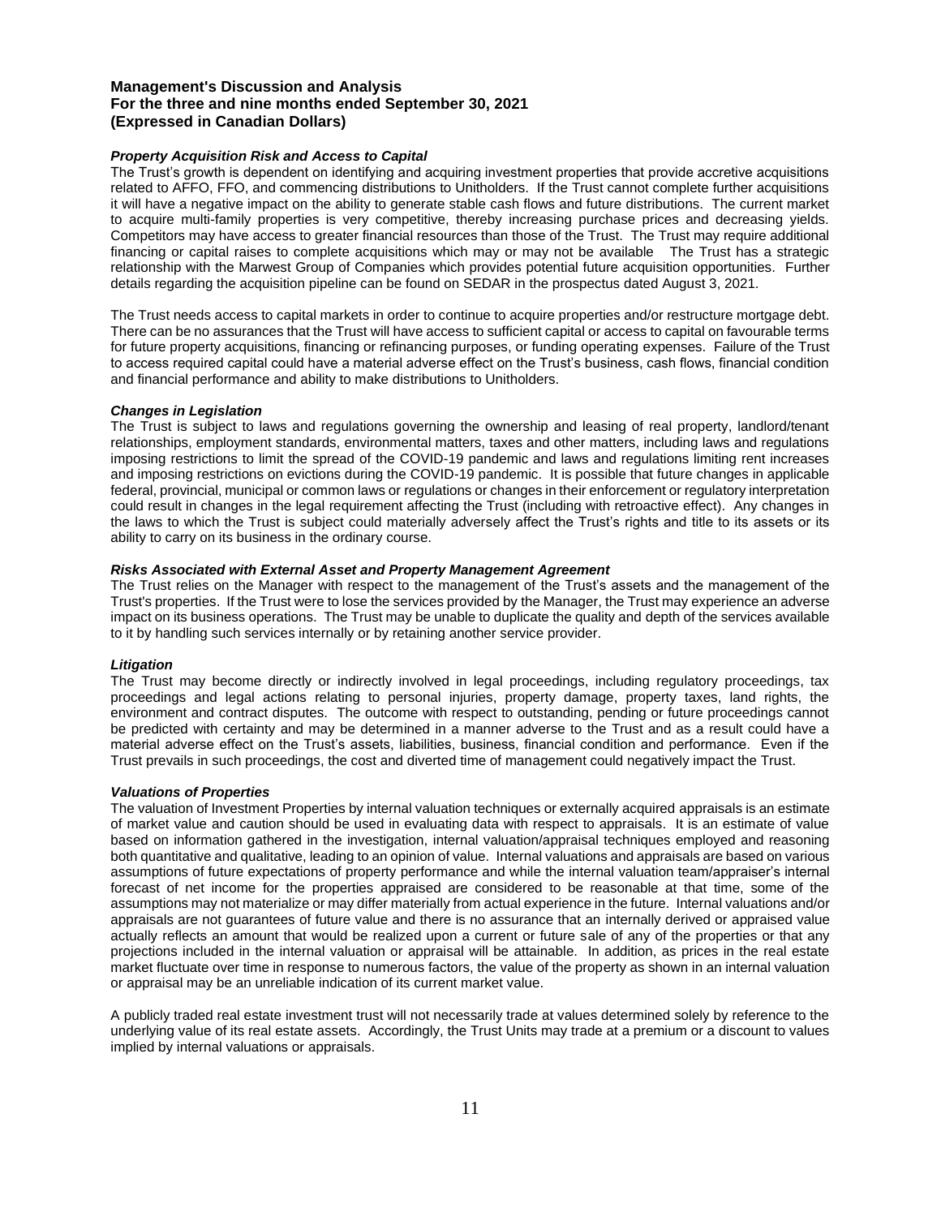#### *Property Acquisition Risk and Access to Capital*

The Trust's growth is dependent on identifying and acquiring investment properties that provide accretive acquisitions related to AFFO, FFO, and commencing distributions to Unitholders. If the Trust cannot complete further acquisitions it will have a negative impact on the ability to generate stable cash flows and future distributions. The current market to acquire multi-family properties is very competitive, thereby increasing purchase prices and decreasing yields. Competitors may have access to greater financial resources than those of the Trust. The Trust may require additional financing or capital raises to complete acquisitions which may or may not be available The Trust has a strategic relationship with the Marwest Group of Companies which provides potential future acquisition opportunities. Further details regarding the acquisition pipeline can be found on SEDAR in the prospectus dated August 3, 2021.

The Trust needs access to capital markets in order to continue to acquire properties and/or restructure mortgage debt. There can be no assurances that the Trust will have access to sufficient capital or access to capital on favourable terms for future property acquisitions, financing or refinancing purposes, or funding operating expenses. Failure of the Trust to access required capital could have a material adverse effect on the Trust's business, cash flows, financial condition and financial performance and ability to make distributions to Unitholders.

#### *Changes in Legislation*

The Trust is subject to laws and regulations governing the ownership and leasing of real property, landlord/tenant relationships, employment standards, environmental matters, taxes and other matters, including laws and regulations imposing restrictions to limit the spread of the COVID-19 pandemic and laws and regulations limiting rent increases and imposing restrictions on evictions during the COVID-19 pandemic. It is possible that future changes in applicable federal, provincial, municipal or common laws or regulations or changes in their enforcement or regulatory interpretation could result in changes in the legal requirement affecting the Trust (including with retroactive effect). Any changes in the laws to which the Trust is subject could materially adversely affect the Trust's rights and title to its assets or its ability to carry on its business in the ordinary course.

#### *Risks Associated with External Asset and Property Management Agreement*

The Trust relies on the Manager with respect to the management of the Trust's assets and the management of the Trust's properties. If the Trust were to lose the services provided by the Manager, the Trust may experience an adverse impact on its business operations. The Trust may be unable to duplicate the quality and depth of the services available to it by handling such services internally or by retaining another service provider.

#### *Litigation*

The Trust may become directly or indirectly involved in legal proceedings, including regulatory proceedings, tax proceedings and legal actions relating to personal injuries, property damage, property taxes, land rights, the environment and contract disputes. The outcome with respect to outstanding, pending or future proceedings cannot be predicted with certainty and may be determined in a manner adverse to the Trust and as a result could have a material adverse effect on the Trust's assets, liabilities, business, financial condition and performance. Even if the Trust prevails in such proceedings, the cost and diverted time of management could negatively impact the Trust.

#### *Valuations of Properties*

The valuation of Investment Properties by internal valuation techniques or externally acquired appraisals is an estimate of market value and caution should be used in evaluating data with respect to appraisals. It is an estimate of value based on information gathered in the investigation, internal valuation/appraisal techniques employed and reasoning both quantitative and qualitative, leading to an opinion of value. Internal valuations and appraisals are based on various assumptions of future expectations of property performance and while the internal valuation team/appraiser's internal forecast of net income for the properties appraised are considered to be reasonable at that time, some of the assumptions may not materialize or may differ materially from actual experience in the future. Internal valuations and/or appraisals are not guarantees of future value and there is no assurance that an internally derived or appraised value actually reflects an amount that would be realized upon a current or future sale of any of the properties or that any projections included in the internal valuation or appraisal will be attainable. In addition, as prices in the real estate market fluctuate over time in response to numerous factors, the value of the property as shown in an internal valuation or appraisal may be an unreliable indication of its current market value.

A publicly traded real estate investment trust will not necessarily trade at values determined solely by reference to the underlying value of its real estate assets. Accordingly, the Trust Units may trade at a premium or a discount to values implied by internal valuations or appraisals.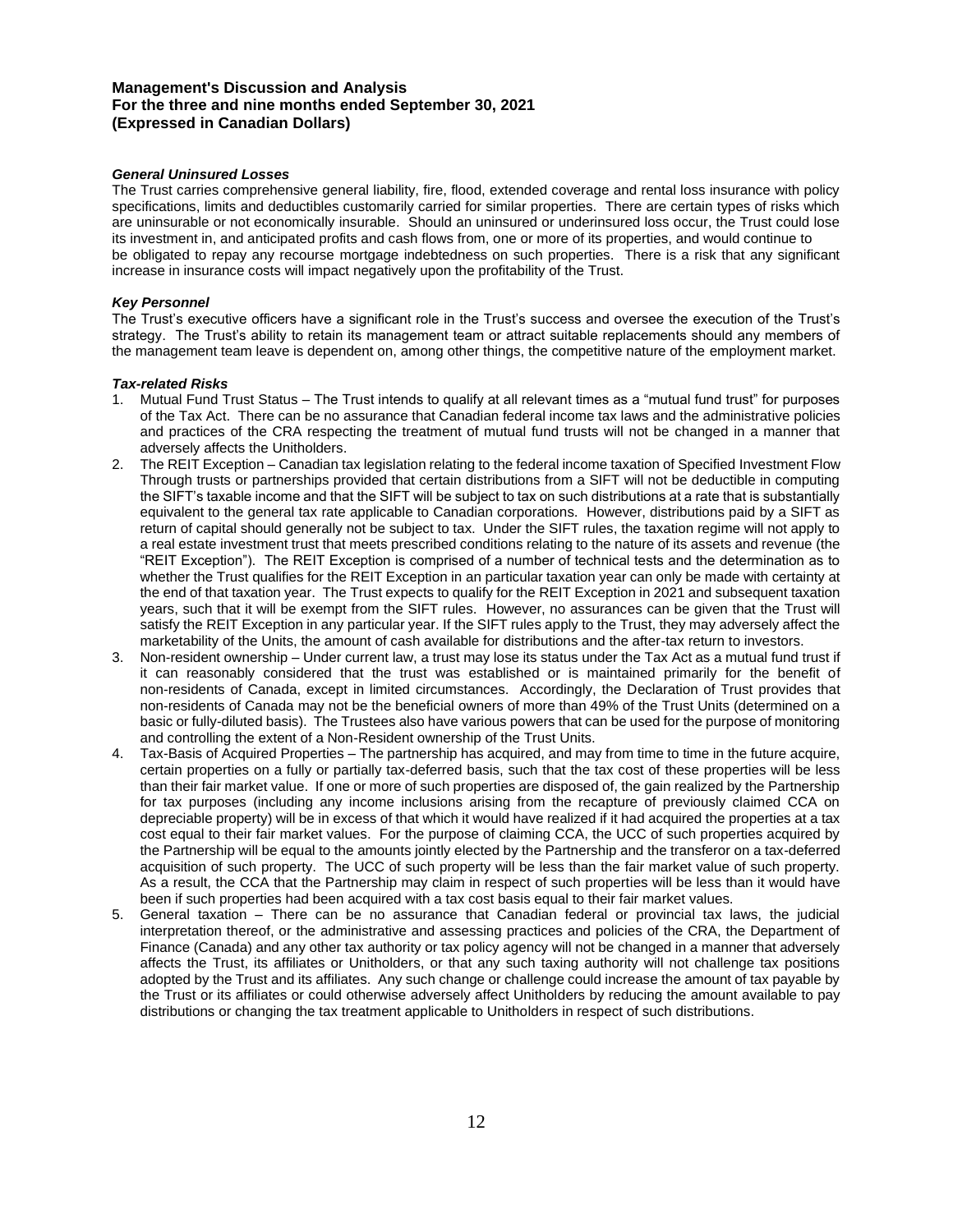### *General Uninsured Losses*

The Trust carries comprehensive general liability, fire, flood, extended coverage and rental loss insurance with policy specifications, limits and deductibles customarily carried for similar properties. There are certain types of risks which are uninsurable or not economically insurable. Should an uninsured or underinsured loss occur, the Trust could lose its investment in, and anticipated profits and cash flows from, one or more of its properties, and would continue to be obligated to repay any recourse mortgage indebtedness on such properties. There is a risk that any significant increase in insurance costs will impact negatively upon the profitability of the Trust.

### *Key Personnel*

The Trust's executive officers have a significant role in the Trust's success and oversee the execution of the Trust's strategy. The Trust's ability to retain its management team or attract suitable replacements should any members of the management team leave is dependent on, among other things, the competitive nature of the employment market.

### *Tax-related Risks*

1. Mutual Fund Trust Status – The Trust intends to qualify at all relevant times as a "mutual fund trust" for purposes of the Tax Act. There can be no assurance that Canadian federal income tax laws and the administrative policies and practices of the CRA respecting the treatment of mutual fund trusts will not be changed in a manner that adversely affects the Unitholders.
2. The REIT Exception – Canadian tax legislation relating to the federal income taxation of Specified Investment Flow Through trusts or partnerships provided that certain distributions from a SIFT will not be deductible in computing the SIFT's taxable income and that the SIFT will be subject to tax on such distributions at a rate that is substantially equivalent to the general tax rate applicable to Canadian corporations. However, distributions paid by a SIFT as return of capital should generally not be subject to tax. Under the SIFT rules, the taxation regime will not apply to a real estate investment trust that meets prescribed conditions relating to the nature of its assets and revenue (the "REIT Exception"). The REIT Exception is comprised of a number of technical tests and the determination as to whether the Trust qualifies for the REIT Exception in an particular taxation year can only be made with certainty at the end of that taxation year. The Trust expects to qualify for the REIT Exception in 2021 and subsequent taxation years, such that it will be exempt from the SIFT rules. However, no assurances can be given that the Trust will satisfy the REIT Exception in any particular year. If the SIFT rules apply to the Trust, they may adversely affect the marketability of the Units, the amount of cash available for distributions and the after-tax return to investors.
3. Non-resident ownership – Under current law, a trust may lose its status under the Tax Act as a mutual fund trust if it can reasonably considered that the trust was established or is maintained primarily for the benefit of non-residents of Canada, except in limited circumstances. Accordingly, the Declaration of Trust provides that non-residents of Canada may not be the beneficial owners of more than 49% of the Trust Units (determined on a basic or fully-diluted basis). The Trustees also have various powers that can be used for the purpose of monitoring and controlling the extent of a Non-Resident ownership of the Trust Units.
4. Tax-Basis of Acquired Properties – The partnership has acquired, and may from time to time in the future acquire, certain properties on a fully or partially tax-deferred basis, such that the tax cost of these properties will be less than their fair market value. If one or more of such properties are disposed of, the gain realized by the Partnership for tax purposes (including any income inclusions arising from the recapture of previously claimed CCA on depreciable property) will be in excess of that which it would have realized if it had acquired the properties at a tax cost equal to their fair market values. For the purpose of claiming CCA, the UCC of such properties acquired by the Partnership will be equal to the amounts jointly elected by the Partnership and the transferor on a tax-deferred acquisition of such property. The UCC of such property will be less than the fair market value of such property. As a result, the CCA that the Partnership may claim in respect of such properties will be less than it would have been if such properties had been acquired with a tax cost basis equal to their fair market values.
5. General taxation – There can be no assurance that Canadian federal or provincial tax laws, the judicial interpretation thereof, or the administrative and assessing practices and policies of the CRA, the Department of Finance (Canada) and any other tax authority or tax policy agency will not be changed in a manner that adversely affects the Trust, its affiliates or Unitholders, or that any such taxing authority will not challenge tax positions adopted by the Trust and its affiliates. Any such change or challenge could increase the amount of tax payable by the Trust or its affiliates or could otherwise adversely affect Unitholders by reducing the amount available to pay distributions or changing the tax treatment applicable to Unitholders in respect of such distributions.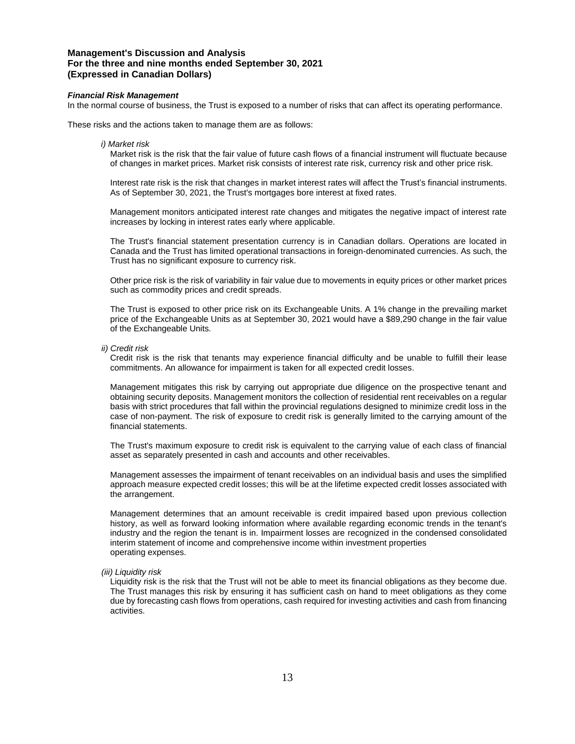**Management's Discussion and Analysis**
**For the three and nine months ended September 30, 2021**
**(Expressed in Canadian Dollars)**

***Financial Risk Management***

In the normal course of business, the Trust is exposed to a number of risks that can affect its operating performance.

These risks and the actions taken to manage them are as follows:

*i) Market risk*

Market risk is the risk that the fair value of future cash flows of a financial instrument will fluctuate because of changes in market prices. Market risk consists of interest rate risk, currency risk and other price risk.

Interest rate risk is the risk that changes in market interest rates will affect the Trust's financial instruments. As of September 30, 2021, the Trust's mortgages bore interest at fixed rates.

Management monitors anticipated interest rate changes and mitigates the negative impact of interest rate increases by locking in interest rates early where applicable.

The Trust's financial statement presentation currency is in Canadian dollars. Operations are located in Canada and the Trust has limited operational transactions in foreign-denominated currencies. As such, the Trust has no significant exposure to currency risk.

Other price risk is the risk of variability in fair value due to movements in equity prices or other market prices such as commodity prices and credit spreads.

The Trust is exposed to other price risk on its Exchangeable Units. A 1% change in the prevailing market price of the Exchangeable Units as at September 30, 2021 would have a $89,290 change in the fair value of the Exchangeable Units.

*ii) Credit risk*

Credit risk is the risk that tenants may experience financial difficulty and be unable to fulfill their lease commitments. An allowance for impairment is taken for all expected credit losses.

Management mitigates this risk by carrying out appropriate due diligence on the prospective tenant and obtaining security deposits. Management monitors the collection of residential rent receivables on a regular basis with strict procedures that fall within the provincial regulations designed to minimize credit loss in the case of non-payment. The risk of exposure to credit risk is generally limited to the carrying amount of the financial statements.

The Trust's maximum exposure to credit risk is equivalent to the carrying value of each class of financial asset as separately presented in cash and accounts and other receivables.

Management assesses the impairment of tenant receivables on an individual basis and uses the simplified approach measure expected credit losses; this will be at the lifetime expected credit losses associated with the arrangement.

Management determines that an amount receivable is credit impaired based upon previous collection history, as well as forward looking information where available regarding economic trends in the tenant's industry and the region the tenant is in. Impairment losses are recognized in the condensed consolidated interim statement of income and comprehensive income within investment properties operating expenses.

*(iii) Liquidity risk*

Liquidity risk is the risk that the Trust will not be able to meet its financial obligations as they become due. The Trust manages this risk by ensuring it has sufficient cash on hand to meet obligations as they come due by forecasting cash flows from operations, cash required for investing activities and cash from financing activities.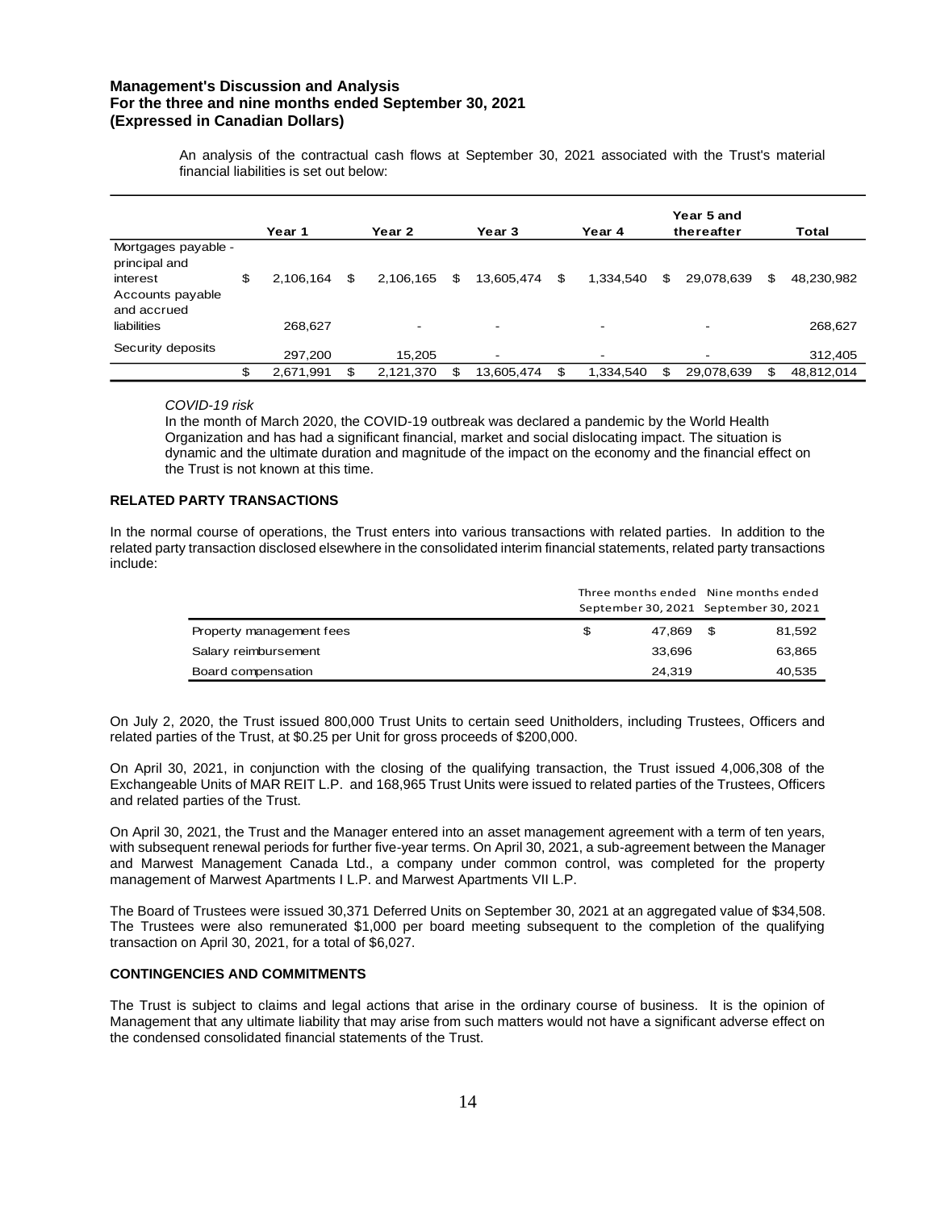**Management's Discussion and Analysis**
**For the three and nine months ended September 30, 2021**
**(Expressed in Canadian Dollars)**

An analysis of the contractual cash flows at September 30, 2021 associated with the Trust's material financial liabilities is set out below:

| | Year 1 | Year 2 | Year 3 | Year 4 | Year 5 and thereafter | Total |
|---|---|---|---|---|---|---|
| Mortgages payable - principal and interest | $ 2,106,164 | $ 2,106,165 | $ 13,605,474 | $ 1,334,540 | $ 29,078,639 | $ 48,230,982 |
| Accounts payable and accrued liabilities | 268,627 | - | - | - | - | 268,627 |
| Security deposits | 297,200 | 15,205 | - | - | - | 312,405 |
| | $ 2,671,991 | $ 2,121,370 | $ 13,605,474 | $ 1,334,540 | $ 29,078,639 | $ 48,812,014 |

*COVID-19 risk*
In the month of March 2020, the COVID-19 outbreak was declared a pandemic by the World Health Organization and has had a significant financial, market and social dislocating impact. The situation is dynamic and the ultimate duration and magnitude of the impact on the economy and the financial effect on the Trust is not known at this time.

## RELATED PARTY TRANSACTIONS

In the normal course of operations, the Trust enters into various transactions with related parties. In addition to the related party transaction disclosed elsewhere in the consolidated interim financial statements, related party transactions include:

| | Three months ended September 30, 2021 | Nine months ended September 30, 2021 |
|---|---|---|
| Property management fees | $ 47,869 | $ 81,592 |
| Salary reimbursement | 33,696 | 63,865 |
| Board compensation | 24,319 | 40,535 |

On July 2, 2020, the Trust issued 800,000 Trust Units to certain seed Unitholders, including Trustees, Officers and related parties of the Trust, at $0.25 per Unit for gross proceeds of $200,000.

On April 30, 2021, in conjunction with the closing of the qualifying transaction, the Trust issued 4,006,308 of the Exchangeable Units of MAR REIT L.P. and 168,965 Trust Units were issued to related parties of the Trustees, Officers and related parties of the Trust.

On April 30, 2021, the Trust and the Manager entered into an asset management agreement with a term of ten years, with subsequent renewal periods for further five-year terms. On April 30, 2021, a sub-agreement between the Manager and Marwest Management Canada Ltd., a company under common control, was completed for the property management of Marwest Apartments I L.P. and Marwest Apartments VII L.P.

The Board of Trustees were issued 30,371 Deferred Units on September 30, 2021 at an aggregated value of $34,508. The Trustees were also remunerated $1,000 per board meeting subsequent to the completion of the qualifying transaction on April 30, 2021, for a total of $6,027.

## CONTINGENCIES AND COMMITMENTS

The Trust is subject to claims and legal actions that arise in the ordinary course of business. It is the opinion of Management that any ultimate liability that may arise from such matters would not have a significant adverse effect on the condensed consolidated financial statements of the Trust.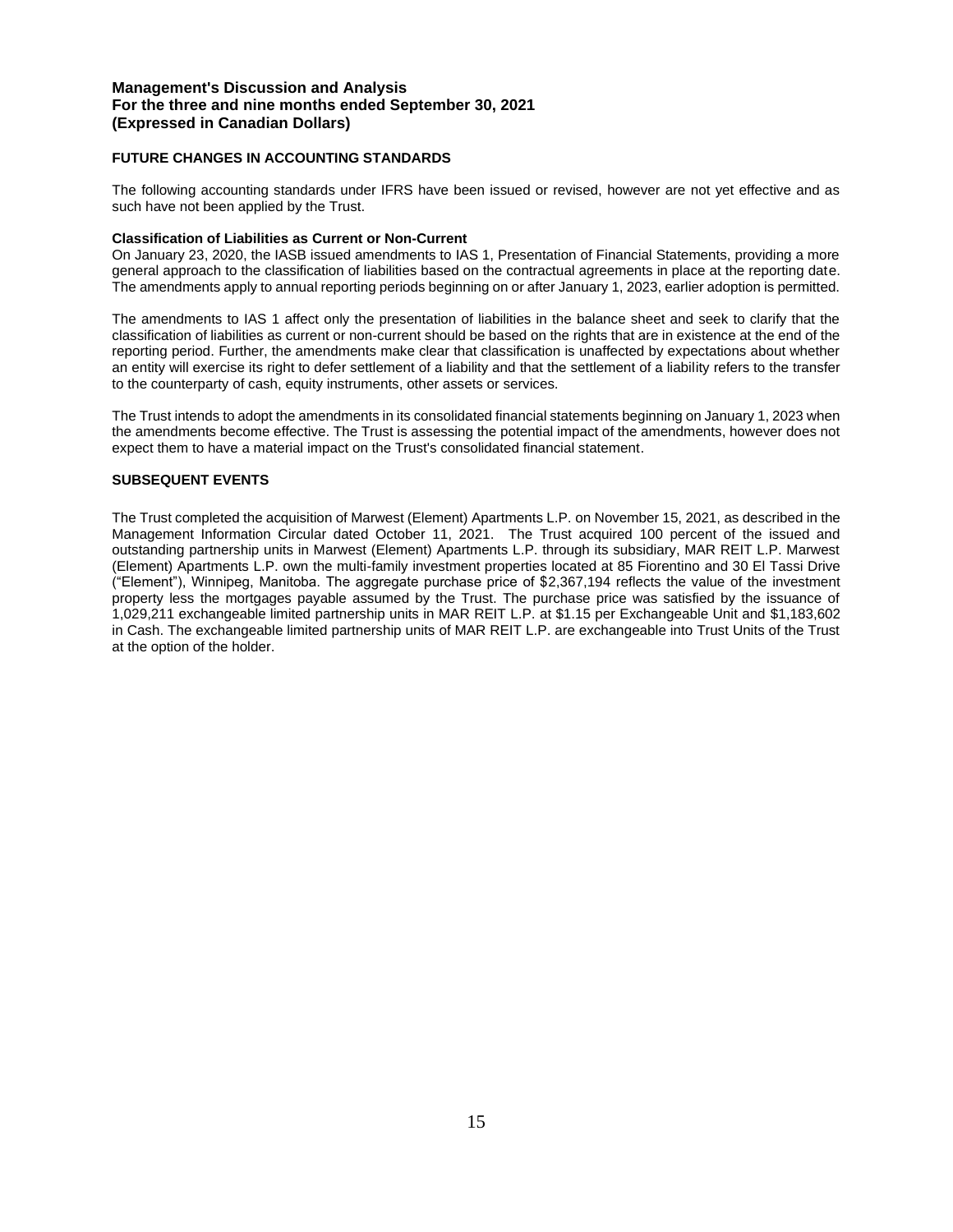## FUTURE CHANGES IN ACCOUNTING STANDARDS

The following accounting standards under IFRS have been issued or revised, however are not yet effective and as such have not been applied by the Trust.

### Classification of Liabilities as Current or Non-Current

On January 23, 2020, the IASB issued amendments to IAS 1, Presentation of Financial Statements, providing a more general approach to the classification of liabilities based on the contractual agreements in place at the reporting date. The amendments apply to annual reporting periods beginning on or after January 1, 2023, earlier adoption is permitted.

The amendments to IAS 1 affect only the presentation of liabilities in the balance sheet and seek to clarify that the classification of liabilities as current or non-current should be based on the rights that are in existence at the end of the reporting period. Further, the amendments make clear that classification is unaffected by expectations about whether an entity will exercise its right to defer settlement of a liability and that the settlement of a liability refers to the transfer to the counterparty of cash, equity instruments, other assets or services.

The Trust intends to adopt the amendments in its consolidated financial statements beginning on January 1, 2023 when the amendments become effective. The Trust is assessing the potential impact of the amendments, however does not expect them to have a material impact on the Trust's consolidated financial statement.

## SUBSEQUENT EVENTS

The Trust completed the acquisition of Marwest (Element) Apartments L.P. on November 15, 2021, as described in the Management Information Circular dated October 11, 2021. The Trust acquired 100 percent of the issued and outstanding partnership units in Marwest (Element) Apartments L.P. through its subsidiary, MAR REIT L.P. Marwest (Element) Apartments L.P. own the multi-family investment properties located at 85 Fiorentino and 30 El Tassi Drive ("Element"), Winnipeg, Manitoba. The aggregate purchase price of $2,367,194 reflects the value of the investment property less the mortgages payable assumed by the Trust. The purchase price was satisfied by the issuance of 1,029,211 exchangeable limited partnership units in MAR REIT L.P. at $1.15 per Exchangeable Unit and $1,183,602 in Cash. The exchangeable limited partnership units of MAR REIT L.P. are exchangeable into Trust Units of the Trust at the option of the holder.